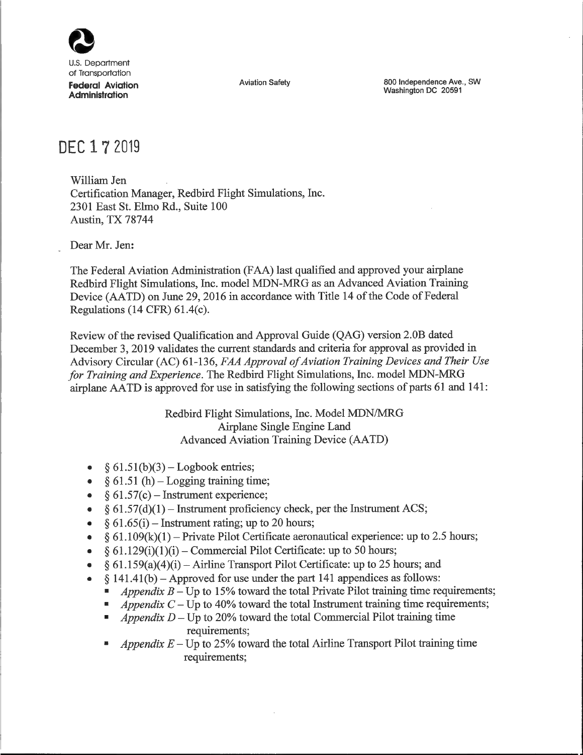U.S. Department of Transportation
**Federal Aviation Administration**

Aviation Safety

800 Independence Ave., SW
Washington DC 20591

DEC 17 2019

William Jen
Certification Manager, Redbird Flight Simulations, Inc.
2301 East St. Elmo Rd., Suite 100
Austin, TX 78744

Dear Mr. Jen:

The Federal Aviation Administration (FAA) last qualified and approved your airplane Redbird Flight Simulations, Inc. model MDN-MRG as an Advanced Aviation Training Device (AATD) on June 29, 2016 in accordance with Title 14 of the Code of Federal Regulations (14 CFR) 61.4(c).

Review of the revised Qualification and Approval Guide (QAG) version 2.0B dated December 3, 2019 validates the current standards and criteria for approval as provided in Advisory Circular (AC) 61-136, *FAA Approval of Aviation Training Devices and Their Use for Training and Experience*. The Redbird Flight Simulations, Inc. model MDN-MRG airplane AATD is approved for use in satisfying the following sections of parts 61 and 141:

Redbird Flight Simulations, Inc. Model MDN/MRG
Airplane Single Engine Land
Advanced Aviation Training Device (AATD)

- § 61.51(b)(3) – Logbook entries;
- § 61.51 (h) – Logging training time;
- § 61.57(c) – Instrument experience;
- § 61.57(d)(1) – Instrument proficiency check, per the Instrument ACS;
- § 61.65(i) – Instrument rating; up to 20 hours;
- § 61.109(k)(1) – Private Pilot Certificate aeronautical experience: up to 2.5 hours;
- § 61.129(i)(1)(i) – Commercial Pilot Certificate: up to 50 hours;
- § 61.159(a)(4)(i) – Airline Transport Pilot Certificate: up to 25 hours; and
- § 141.41(b) – Approved for use under the part 141 appendices as follows:
  - *Appendix B* – Up to 15% toward the total Private Pilot training time requirements;
  - *Appendix C* – Up to 40% toward the total Instrument training time requirements;
  - *Appendix D* – Up to 20% toward the total Commercial Pilot training time requirements;
  - *Appendix E* – Up to 25% toward the total Airline Transport Pilot training time requirements;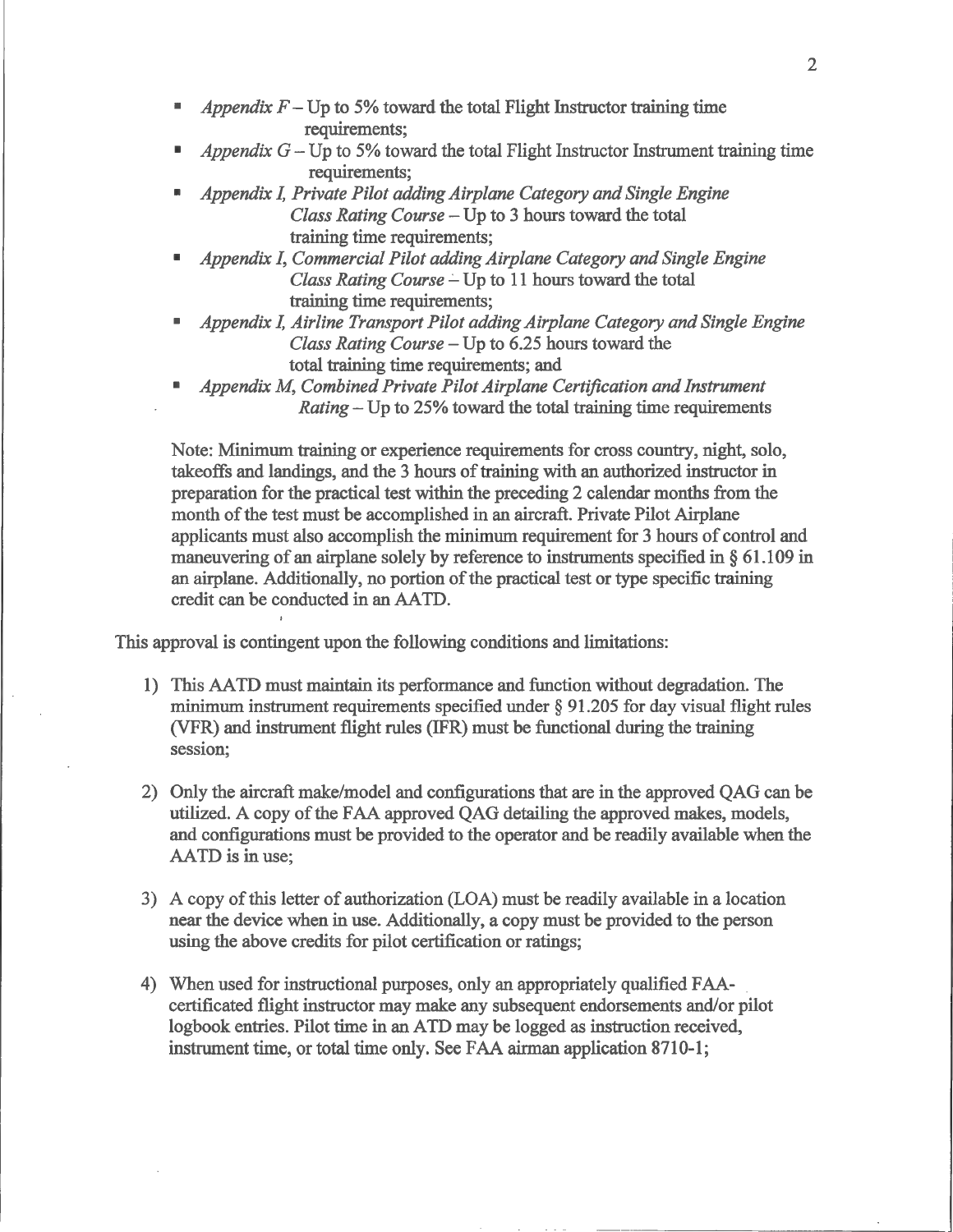- *Appendix F* – Up to 5% toward the total Flight Instructor training time requirements;
- *Appendix G* – Up to 5% toward the total Flight Instructor Instrument training time requirements;
- *Appendix I, Private Pilot adding Airplane Category and Single Engine Class Rating Course* – Up to 3 hours toward the total training time requirements;
- *Appendix I, Commercial Pilot adding Airplane Category and Single Engine Class Rating Course* – Up to 11 hours toward the total training time requirements;
- *Appendix I, Airline Transport Pilot adding Airplane Category and Single Engine Class Rating Course* – Up to 6.25 hours toward the total training time requirements; and
- *Appendix M, Combined Private Pilot Airplane Certification and Instrument Rating* – Up to 25% toward the total training time requirements

Note: Minimum training or experience requirements for cross country, night, solo, takeoffs and landings, and the 3 hours of training with an authorized instructor in preparation for the practical test within the preceding 2 calendar months from the month of the test must be accomplished in an aircraft. Private Pilot Airplane applicants must also accomplish the minimum requirement for 3 hours of control and maneuvering of an airplane solely by reference to instruments specified in § 61.109 in an airplane. Additionally, no portion of the practical test or type specific training credit can be conducted in an AATD.

This approval is contingent upon the following conditions and limitations:

1) This AATD must maintain its performance and function without degradation. The minimum instrument requirements specified under § 91.205 for day visual flight rules (VFR) and instrument flight rules (IFR) must be functional during the training session;

2) Only the aircraft make/model and configurations that are in the approved QAG can be utilized. A copy of the FAA approved QAG detailing the approved makes, models, and configurations must be provided to the operator and be readily available when the AATD is in use;

3) A copy of this letter of authorization (LOA) must be readily available in a location near the device when in use. Additionally, a copy must be provided to the person using the above credits for pilot certification or ratings;

4) When used for instructional purposes, only an appropriately qualified FAA-certificated flight instructor may make any subsequent endorsements and/or pilot logbook entries. Pilot time in an ATD may be logged as instruction received, instrument time, or total time only. See FAA airman application 8710-1;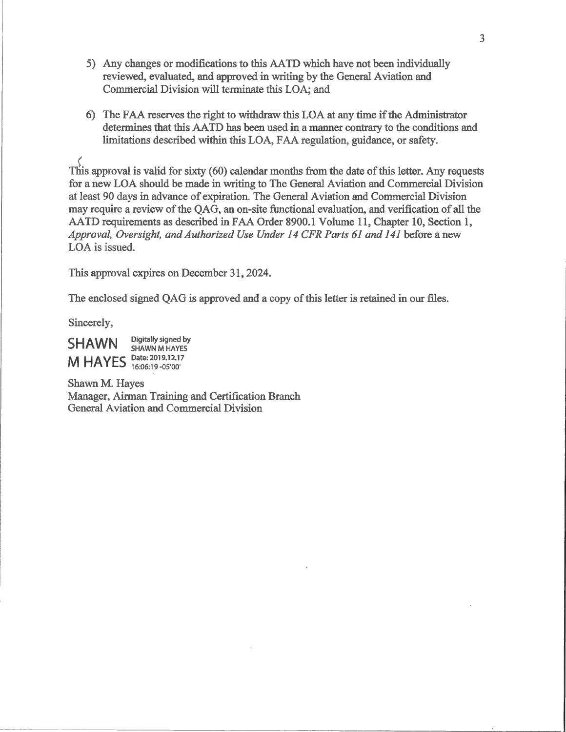5) Any changes or modifications to this AATD which have not been individually reviewed, evaluated, and approved in writing by the General Aviation and Commercial Division will terminate this LOA; and

6) The FAA reserves the right to withdraw this LOA at any time if the Administrator determines that this AATD has been used in a manner contrary to the conditions and limitations described within this LOA, FAA regulation, guidance, or safety.

This approval is valid for sixty (60) calendar months from the date of this letter. Any requests for a new LOA should be made in writing to The General Aviation and Commercial Division at least 90 days in advance of expiration. The General Aviation and Commercial Division may require a review of the QAG, an on-site functional evaluation, and verification of all the AATD requirements as described in FAA Order 8900.1 Volume 11, Chapter 10, Section 1, *Approval, Oversight, and Authorized Use Under 14 CFR Parts 61 and 141* before a new LOA is issued.

This approval expires on December 31, 2024.

The enclosed signed QAG is approved and a copy of this letter is retained in our files.

Sincerely,

SHAWN M HAYES
Digitally signed by SHAWN M HAYES
Date: 2019.12.17 16:06:19 -05'00'

Shawn M. Hayes
Manager, Airman Training and Certification Branch
General Aviation and Commercial Division